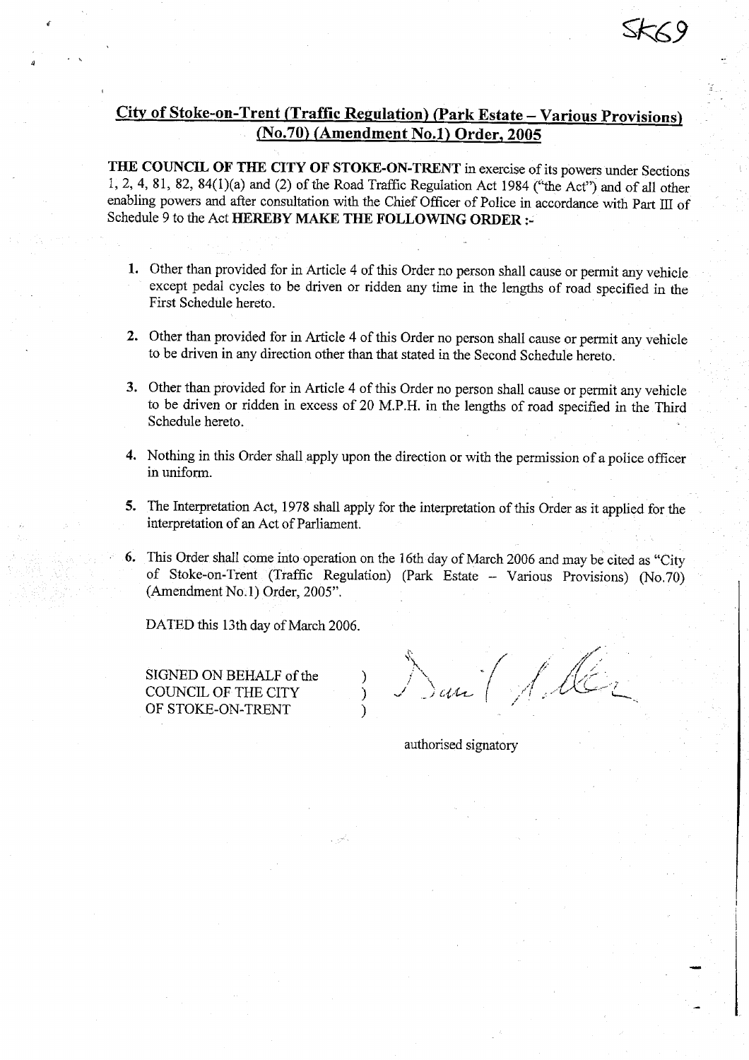SK69

# City of Stoke-on-Trent (Traffic Regulation) (Park Estate – Various Provisions) (No.70) (Amendment No.1) Order, 2005

**THE COUNCIL OF THE CITY OF STOKE-ON-TRENT** in exercise of its powers under Sections 1, 2, 4, 81, 82, 84(1)(a) and (2) of the Road Traffic Regulation Act 1984 ("the Act") and of all other enabling powers and after consultation with the Chief Officer of Police in accordance with Part III of Schedule 9 to the Act **HEREBY MAKE THE FOLLOWING ORDER :-**

1. Other than provided for in Article 4 of this Order no person shall cause or permit any vehicle except pedal cycles to be driven or ridden any time in the lengths of road specified in the First Schedule hereto.

2. Other than provided for in Article 4 of this Order no person shall cause or permit any vehicle to be driven in any direction other than that stated in the Second Schedule hereto.

3. Other than provided for in Article 4 of this Order no person shall cause or permit any vehicle to be driven or ridden in excess of 20 M.P.H. in the lengths of road specified in the Third Schedule hereto.

4. Nothing in this Order shall apply upon the direction or with the permission of a police officer in uniform.

5. The Interpretation Act, 1978 shall apply for the interpretation of this Order as it applied for the interpretation of an Act of Parliament.

6. This Order shall come into operation on the 16th day of March 2006 and may be cited as "City of Stoke-on-Trent (Traffic Regulation) (Park Estate – Various Provisions) (No.70) (Amendment No.1) Order, 2005".

DATED this 13th day of March 2006.

SIGNED ON BEHALF of the )
COUNCIL OF THE CITY )
OF STOKE-ON-TRENT )

authorised signatory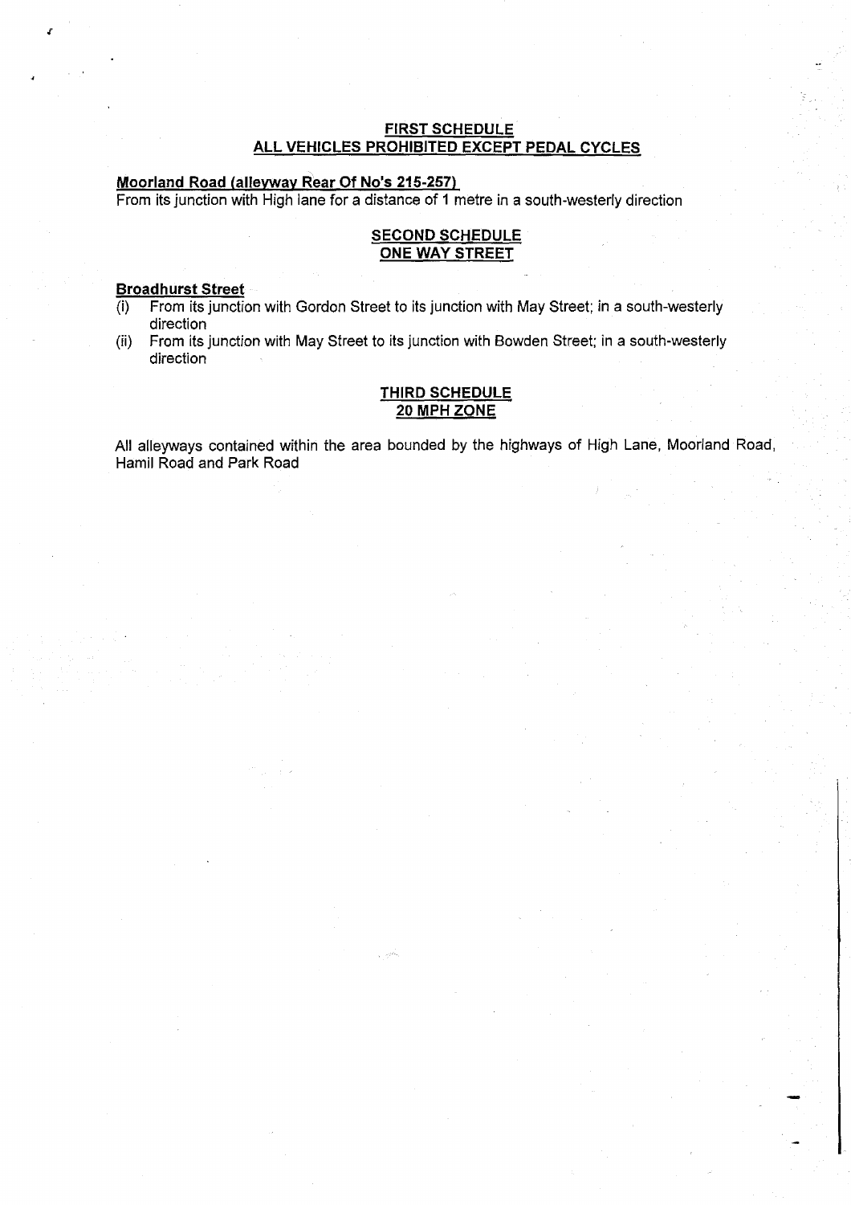## FIRST SCHEDULE
## ALL VEHICLES PROHIBITED EXCEPT PEDAL CYCLES

**Moorland Road (alleyway Rear Of No's 215-257)**
From its junction with High lane for a distance of 1 metre in a south-westerly direction

## SECOND SCHEDULE
## ONE WAY STREET

**Broadhurst Street**
(i) From its junction with Gordon Street to its junction with May Street; in a south-westerly direction
(ii) From its junction with May Street to its junction with Bowden Street; in a south-westerly direction

## THIRD SCHEDULE
## 20 MPH ZONE

All alleyways contained within the area bounded by the highways of High Lane, Moorland Road, Hamil Road and Park Road